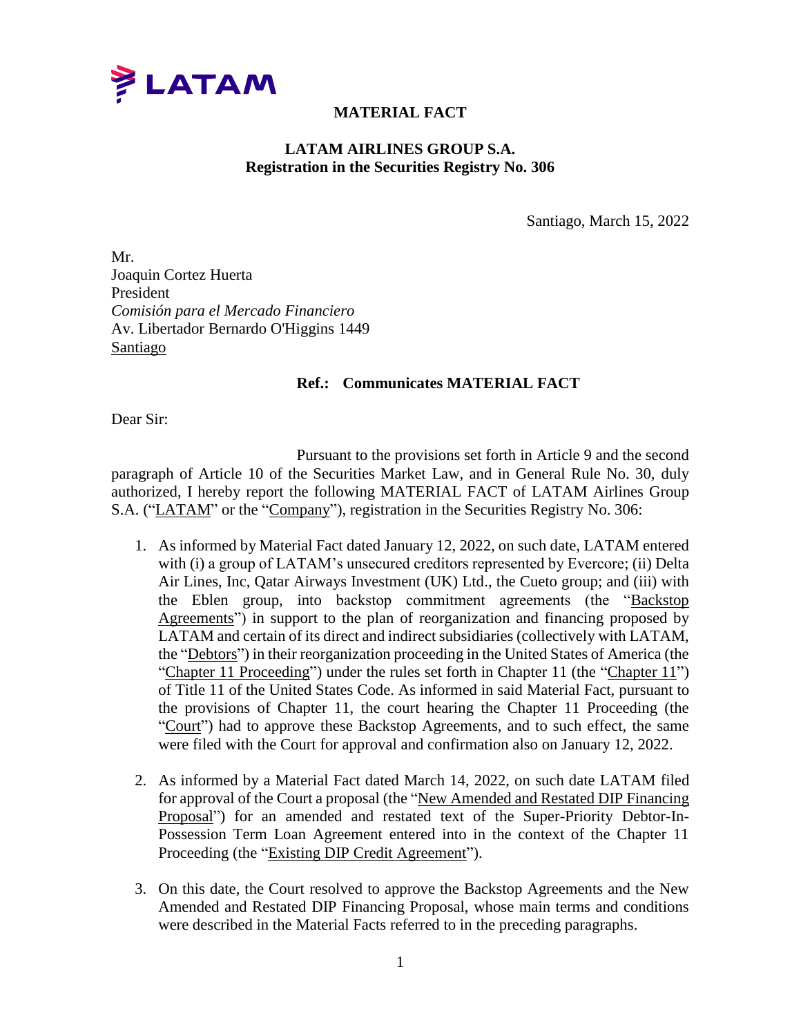LATAM

# MATERIAL FACT

**LATAM AIRLINES GROUP S.A.**
**Registration in the Securities Registry No. 306**

Santiago, March 15, 2022

Mr.
Joaquin Cortez Huerta
President
*Comisión para el Mercado Financiero*
Av. Libertador Bernardo O'Higgins 1449
Santiago

**Ref.: Communicates MATERIAL FACT**

Dear Sir:

Pursuant to the provisions set forth in Article 9 and the second paragraph of Article 10 of the Securities Market Law, and in General Rule No. 30, duly authorized, I hereby report the following MATERIAL FACT of LATAM Airlines Group S.A. ("LATAM" or the "Company"), registration in the Securities Registry No. 306:

1. As informed by Material Fact dated January 12, 2022, on such date, LATAM entered with (i) a group of LATAM's unsecured creditors represented by Evercore; (ii) Delta Air Lines, Inc, Qatar Airways Investment (UK) Ltd., the Cueto group; and (iii) with the Eblen group, into backstop commitment agreements (the "Backstop Agreements") in support to the plan of reorganization and financing proposed by LATAM and certain of its direct and indirect subsidiaries (collectively with LATAM, the "Debtors") in their reorganization proceeding in the United States of America (the "Chapter 11 Proceeding") under the rules set forth in Chapter 11 (the "Chapter 11") of Title 11 of the United States Code. As informed in said Material Fact, pursuant to the provisions of Chapter 11, the court hearing the Chapter 11 Proceeding (the "Court") had to approve these Backstop Agreements, and to such effect, the same were filed with the Court for approval and confirmation also on January 12, 2022.

2. As informed by a Material Fact dated March 14, 2022, on such date LATAM filed for approval of the Court a proposal (the "New Amended and Restated DIP Financing Proposal") for an amended and restated text of the Super-Priority Debtor-In-Possession Term Loan Agreement entered into in the context of the Chapter 11 Proceeding (the "Existing DIP Credit Agreement").

3. On this date, the Court resolved to approve the Backstop Agreements and the New Amended and Restated DIP Financing Proposal, whose main terms and conditions were described in the Material Facts referred to in the preceding paragraphs.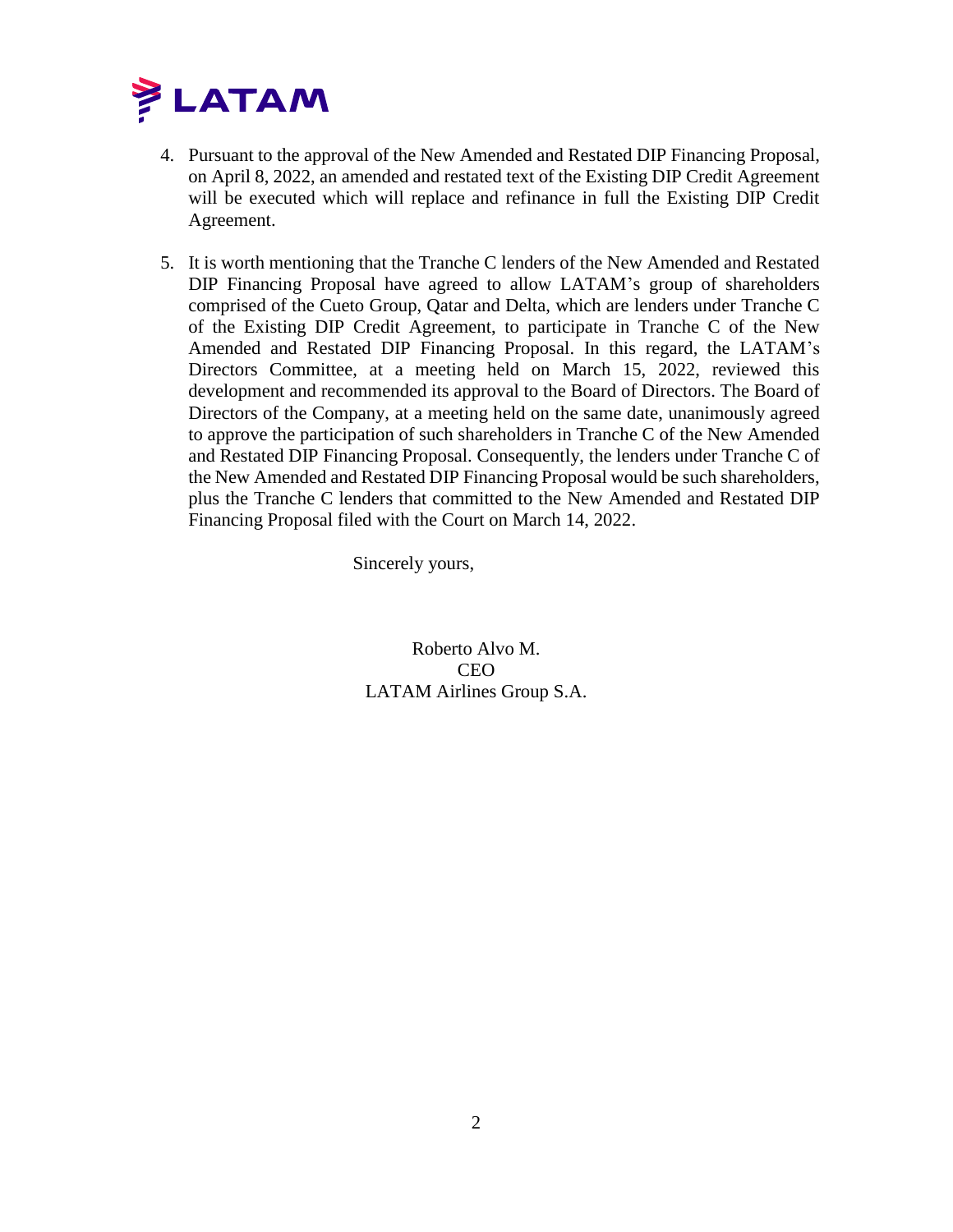4. Pursuant to the approval of the New Amended and Restated DIP Financing Proposal, on April 8, 2022, an amended and restated text of the Existing DIP Credit Agreement will be executed which will replace and refinance in full the Existing DIP Credit Agreement.

5. It is worth mentioning that the Tranche C lenders of the New Amended and Restated DIP Financing Proposal have agreed to allow LATAM's group of shareholders comprised of the Cueto Group, Qatar and Delta, which are lenders under Tranche C of the Existing DIP Credit Agreement, to participate in Tranche C of the New Amended and Restated DIP Financing Proposal. In this regard, the LATAM's Directors Committee, at a meeting held on March 15, 2022, reviewed this development and recommended its approval to the Board of Directors. The Board of Directors of the Company, at a meeting held on the same date, unanimously agreed to approve the participation of such shareholders in Tranche C of the New Amended and Restated DIP Financing Proposal. Consequently, the lenders under Tranche C of the New Amended and Restated DIP Financing Proposal would be such shareholders, plus the Tranche C lenders that committed to the New Amended and Restated DIP Financing Proposal filed with the Court on March 14, 2022.

Sincerely yours,

Roberto Alvo M.
CEO
LATAM Airlines Group S.A.